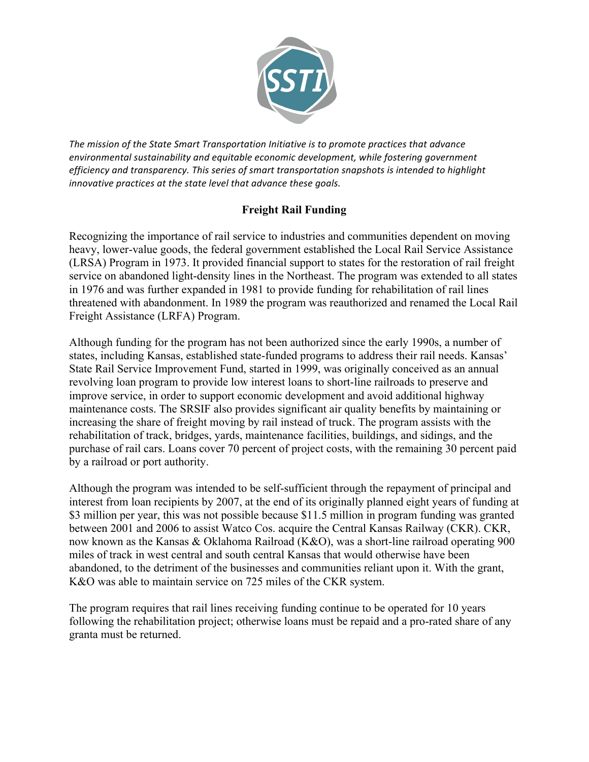*The mission of the State Smart Transportation Initiative is to promote practices that advance environmental sustainability and equitable economic development, while fostering government efficiency and transparency. This series of smart transportation snapshots is intended to highlight innovative practices at the state level that advance these goals.*

# Freight Rail Funding

Recognizing the importance of rail service to industries and communities dependent on moving heavy, lower-value goods, the federal government established the Local Rail Service Assistance (LRSA) Program in 1973. It provided financial support to states for the restoration of rail freight service on abandoned light-density lines in the Northeast. The program was extended to all states in 1976 and was further expanded in 1981 to provide funding for rehabilitation of rail lines threatened with abandonment. In 1989 the program was reauthorized and renamed the Local Rail Freight Assistance (LRFA) Program.

Although funding for the program has not been authorized since the early 1990s, a number of states, including Kansas, established state-funded programs to address their rail needs. Kansas' State Rail Service Improvement Fund, started in 1999, was originally conceived as an annual revolving loan program to provide low interest loans to short-line railroads to preserve and improve service, in order to support economic development and avoid additional highway maintenance costs. The SRSIF also provides significant air quality benefits by maintaining or increasing the share of freight moving by rail instead of truck. The program assists with the rehabilitation of track, bridges, yards, maintenance facilities, buildings, and sidings, and the purchase of rail cars. Loans cover 70 percent of project costs, with the remaining 30 percent paid by a railroad or port authority.

Although the program was intended to be self-sufficient through the repayment of principal and interest from loan recipients by 2007, at the end of its originally planned eight years of funding at $3 million per year, this was not possible because $11.5 million in program funding was granted between 2001 and 2006 to assist Watco Cos. acquire the Central Kansas Railway (CKR). CKR, now known as the Kansas & Oklahoma Railroad (K&O), was a short-line railroad operating 900 miles of track in west central and south central Kansas that would otherwise have been abandoned, to the detriment of the businesses and communities reliant upon it. With the grant, K&O was able to maintain service on 725 miles of the CKR system.

The program requires that rail lines receiving funding continue to be operated for 10 years following the rehabilitation project; otherwise loans must be repaid and a pro-rated share of any granta must be returned.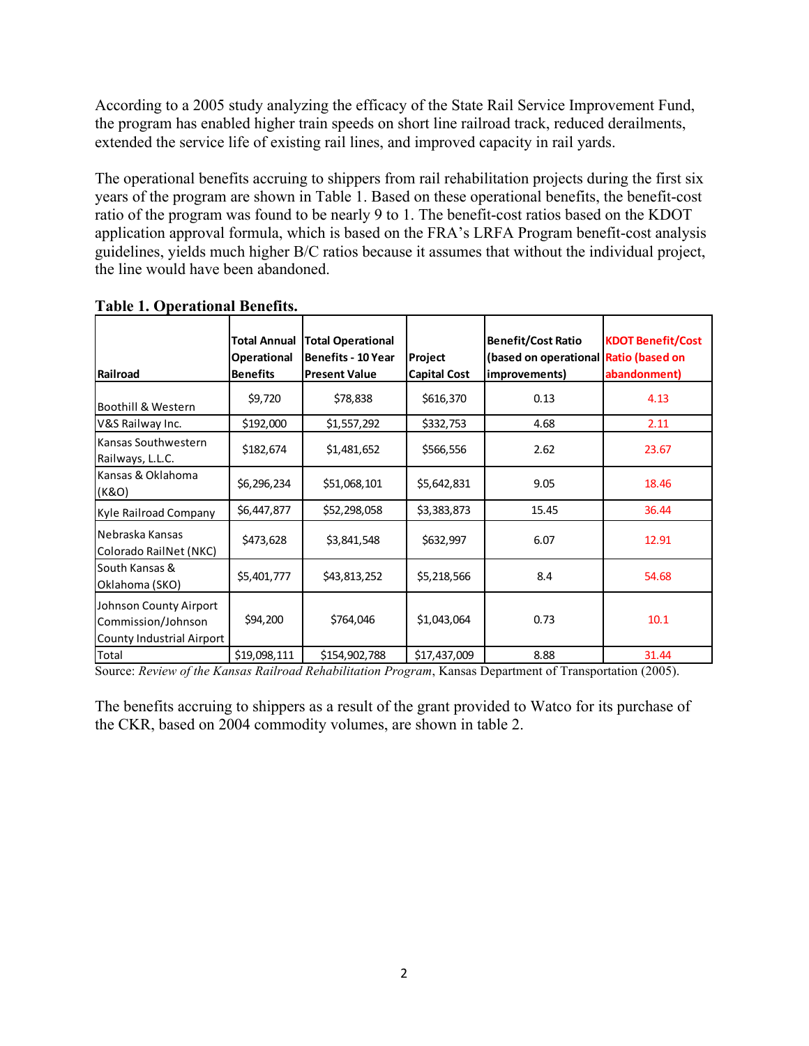According to a 2005 study analyzing the efficacy of the State Rail Service Improvement Fund, the program has enabled higher train speeds on short line railroad track, reduced derailments, extended the service life of existing rail lines, and improved capacity in rail yards.

The operational benefits accruing to shippers from rail rehabilitation projects during the first six years of the program are shown in Table 1. Based on these operational benefits, the benefit-cost ratio of the program was found to be nearly 9 to 1. The benefit-cost ratios based on the KDOT application approval formula, which is based on the FRA's LRFA Program benefit-cost analysis guidelines, yields much higher B/C ratios because it assumes that without the individual project, the line would have been abandoned.

**Table 1. Operational Benefits.**

| Railroad | Total Annual Operational Benefits | Total Operational Benefits - 10 Year Present Value | Project Capital Cost | Benefit/Cost Ratio (based on operational improvements) | KDOT Benefit/Cost Ratio (based on abandonment) |
|---|---|---|---|---|---|
| Boothill & Western | $9,720 | $78,838 | $616,370 | 0.13 | 4.13 |
| V&S Railway Inc. | $192,000 | $1,557,292 | $332,753 | 4.68 | 2.11 |
| Kansas Southwestern Railways, L.L.C. | $182,674 | $1,481,652 | $566,556 | 2.62 | 23.67 |
| Kansas & Oklahoma (K&O) | $6,296,234 | $51,068,101 | $5,642,831 | 9.05 | 18.46 |
| Kyle Railroad Company | $6,447,877 | $52,298,058 | $3,383,873 | 15.45 | 36.44 |
| Nebraska Kansas Colorado RailNet (NKC) | $473,628 | $3,841,548 | $632,997 | 6.07 | 12.91 |
| South Kansas & Oklahoma (SKO) | $5,401,777 | $43,813,252 | $5,218,566 | 8.4 | 54.68 |
| Johnson County Airport Commission/Johnson County Industrial Airport | $94,200 | $764,046 | $1,043,064 | 0.73 | 10.1 |
| Total | $19,098,111 | $154,902,788 | $17,437,009 | 8.88 | 31.44 |

Source: *Review of the Kansas Railroad Rehabilitation Program*, Kansas Department of Transportation (2005).

The benefits accruing to shippers as a result of the grant provided to Watco for its purchase of the CKR, based on 2004 commodity volumes, are shown in table 2.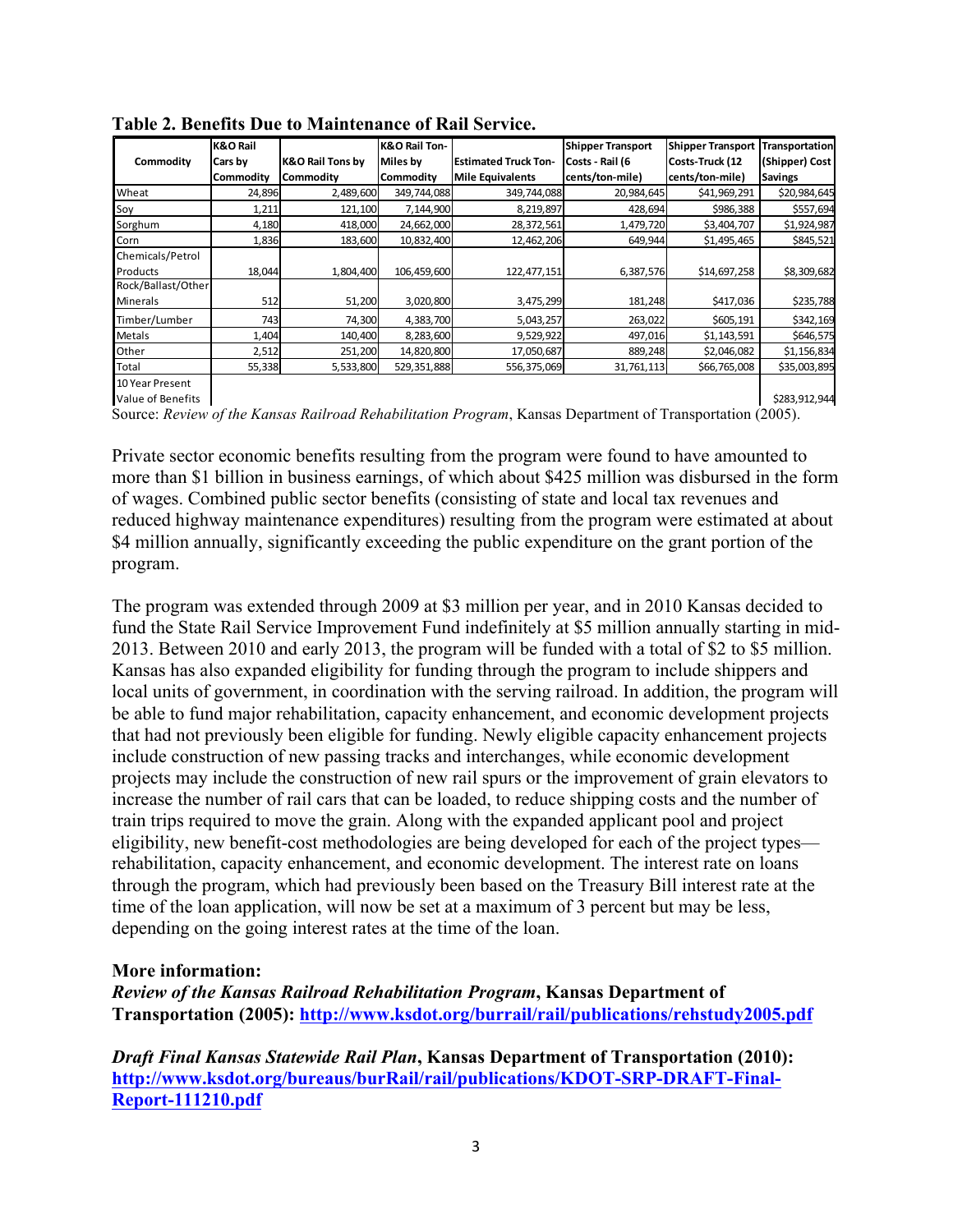**Table 2. Benefits Due to Maintenance of Rail Service.**

| Commodity | K&O Rail Cars by Commodity | K&O Rail Tons by Commodity | K&O Rail Ton-Miles by Commodity | Estimated Truck Ton-Mile Equivalents | Shipper Transport Costs - Rail (6 cents/ton-mile) | Shipper Transport Costs-Truck (12 cents/ton-mile) | Transportation (Shipper) Cost Savings |
|---|---|---|---|---|---|---|---|
| Wheat | 24,896 | 2,489,600 | 349,744,088 | 349,744,088 | 20,984,645 | $41,969,291 | $20,984,645 |
| Soy | 1,211 | 121,100 | 7,144,900 | 8,219,897 | 428,694 | $986,388 | $557,694 |
| Sorghum | 4,180 | 418,000 | 24,662,000 | 28,372,561 | 1,479,720 | $3,404,707 | $1,924,987 |
| Corn | 1,836 | 183,600 | 10,832,400 | 12,462,206 | 649,944 | $1,495,465 | $845,521 |
| Chemicals/Petrol Products | 18,044 | 1,804,400 | 106,459,600 | 122,477,151 | 6,387,576 | $14,697,258 | $8,309,682 |
| Rock/Ballast/Other Minerals | 512 | 51,200 | 3,020,800 | 3,475,299 | 181,248 | $417,036 | $235,788 |
| Timber/Lumber | 743 | 74,300 | 4,383,700 | 5,043,257 | 263,022 | $605,191 | $342,169 |
| Metals | 1,404 | 140,400 | 8,283,600 | 9,529,922 | 497,016 | $1,143,591 | $646,575 |
| Other | 2,512 | 251,200 | 14,820,800 | 17,050,687 | 889,248 | $2,046,082 | $1,156,834 |
| Total | 55,338 | 5,533,800 | 529,351,888 | 556,375,069 | 31,761,113 | $66,765,008 | $35,003,895 |
| 10 Year Present Value of Benefits | | | | | | | $283,912,944 |

Source: *Review of the Kansas Railroad Rehabilitation Program*, Kansas Department of Transportation (2005).

Private sector economic benefits resulting from the program were found to have amounted to more than $1 billion in business earnings, of which about $425 million was disbursed in the form of wages. Combined public sector benefits (consisting of state and local tax revenues and reduced highway maintenance expenditures) resulting from the program were estimated at about $4 million annually, significantly exceeding the public expenditure on the grant portion of the program.

The program was extended through 2009 at $3 million per year, and in 2010 Kansas decided to fund the State Rail Service Improvement Fund indefinitely at $5 million annually starting in mid-2013. Between 2010 and early 2013, the program will be funded with a total of $2 to $5 million. Kansas has also expanded eligibility for funding through the program to include shippers and local units of government, in coordination with the serving railroad. In addition, the program will be able to fund major rehabilitation, capacity enhancement, and economic development projects that had not previously been eligible for funding. Newly eligible capacity enhancement projects include construction of new passing tracks and interchanges, while economic development projects may include the construction of new rail spurs or the improvement of grain elevators to increase the number of rail cars that can be loaded, to reduce shipping costs and the number of train trips required to move the grain. Along with the expanded applicant pool and project eligibility, new benefit-cost methodologies are being developed for each of the project types—rehabilitation, capacity enhancement, and economic development. The interest rate on loans through the program, which had previously been based on the Treasury Bill interest rate at the time of the loan application, will now be set at a maximum of 3 percent but may be less, depending on the going interest rates at the time of the loan.

**More information:**

***Review of the Kansas Railroad Rehabilitation Program*, Kansas Department of Transportation (2005): [http://www.ksdot.org/burrail/rail/publications/rehstudy2005.pdf](http://www.ksdot.org/burrail/rail/publications/rehstudy2005.pdf)**

***Draft Final Kansas Statewide Rail Plan*, Kansas Department of Transportation (2010): [http://www.ksdot.org/bureaus/burRail/rail/publications/KDOT-SRP-DRAFT-Final-Report-111210.pdf](http://www.ksdot.org/bureaus/burRail/rail/publications/KDOT-SRP-DRAFT-Final-Report-111210.pdf)**